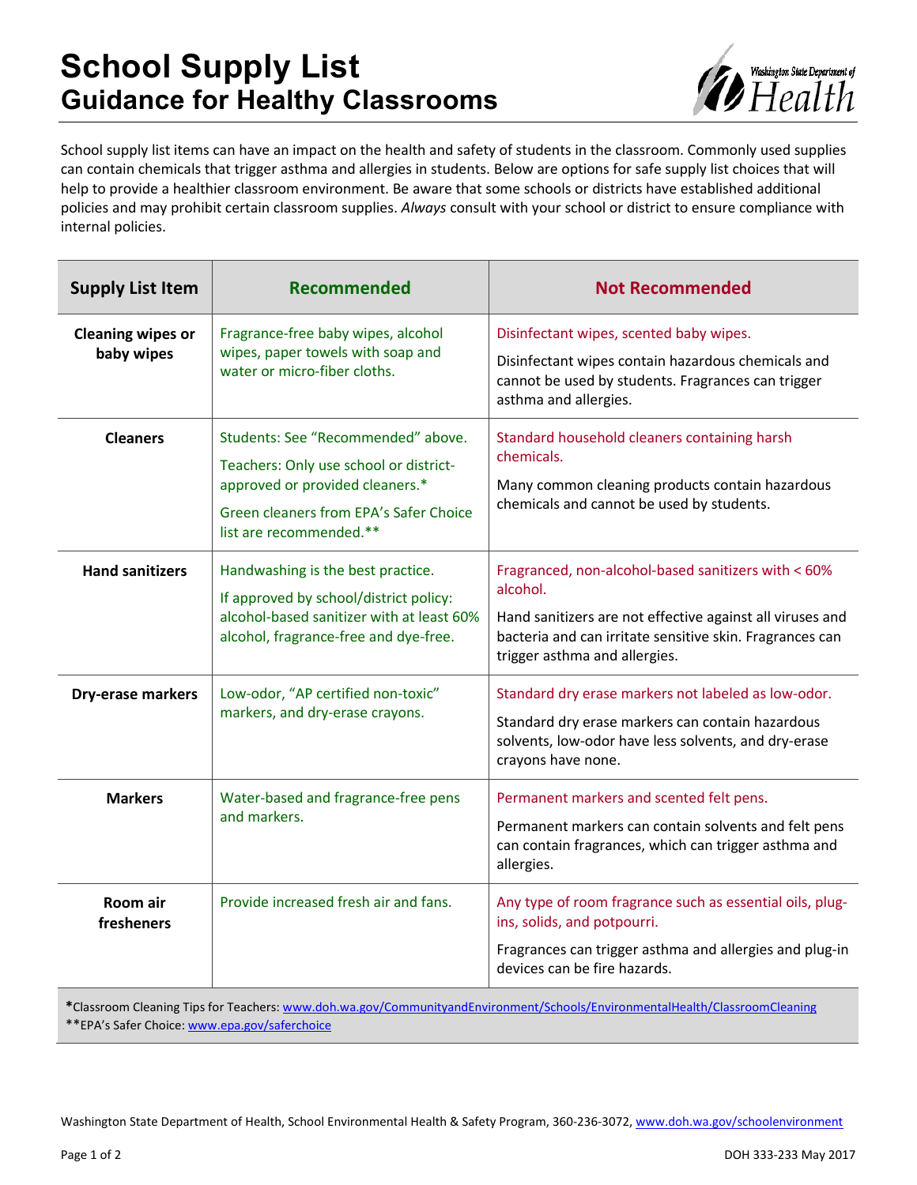# School Supply List
## Guidance for Healthy Classrooms

School supply list items can have an impact on the health and safety of students in the classroom. Commonly used supplies can contain chemicals that trigger asthma and allergies in students. Below are options for safe supply list choices that will help to provide a healthier classroom environment. Be aware that some schools or districts have established additional policies and may prohibit certain classroom supplies. *Always* consult with your school or district to ensure compliance with internal policies.

| Supply List Item | Recommended | Not Recommended |
|---|---|---|
| **Cleaning wipes or baby wipes** | Fragrance-free baby wipes, alcohol wipes, paper towels with soap and water or micro-fiber cloths. | Disinfectant wipes, scented baby wipes.<br><br>Disinfectant wipes contain hazardous chemicals and cannot be used by students. Fragrances can trigger asthma and allergies. |
| **Cleaners** | Students: See "Recommended" above.<br><br>Teachers: Only use school or district-approved or provided cleaners.*<br><br>Green cleaners from EPA's Safer Choice list are recommended.** | Standard household cleaners containing harsh chemicals.<br><br>Many common cleaning products contain hazardous chemicals and cannot be used by students. |
| **Hand sanitizers** | Handwashing is the best practice.<br><br>If approved by school/district policy: alcohol-based sanitizer with at least 60% alcohol, fragrance-free and dye-free. | Fragranced, non-alcohol-based sanitizers with < 60% alcohol.<br><br>Hand sanitizers are not effective against all viruses and bacteria and can irritate sensitive skin. Fragrances can trigger asthma and allergies. |
| **Dry-erase markers** | Low-odor, "AP certified non-toxic" markers, and dry-erase crayons. | Standard dry erase markers not labeled as low-odor.<br><br>Standard dry erase markers can contain hazardous solvents, low-odor have less solvents, and dry-erase crayons have none. |
| **Markers** | Water-based and fragrance-free pens and markers. | Permanent markers and scented felt pens.<br><br>Permanent markers can contain solvents and felt pens can contain fragrances, which can trigger asthma and allergies. |
| **Room air fresheners** | Provide increased fresh air and fans. | Any type of room fragrance such as essential oils, plug-ins, solids, and potpourri.<br><br>Fragrances can trigger asthma and allergies and plug-in devices can be fire hazards. |

***Classroom Cleaning Tips for Teachers:** www.doh.wa.gov/CommunityandEnvironment/Schools/EnvironmentalHealth/ClassroomCleaning
**EPA's Safer Choice: www.epa.gov/saferchoice

Washington State Department of Health, School Environmental Health & Safety Program, 360-236-3072, www.doh.wa.gov/schoolenvironment

DOH 333-233 May 2017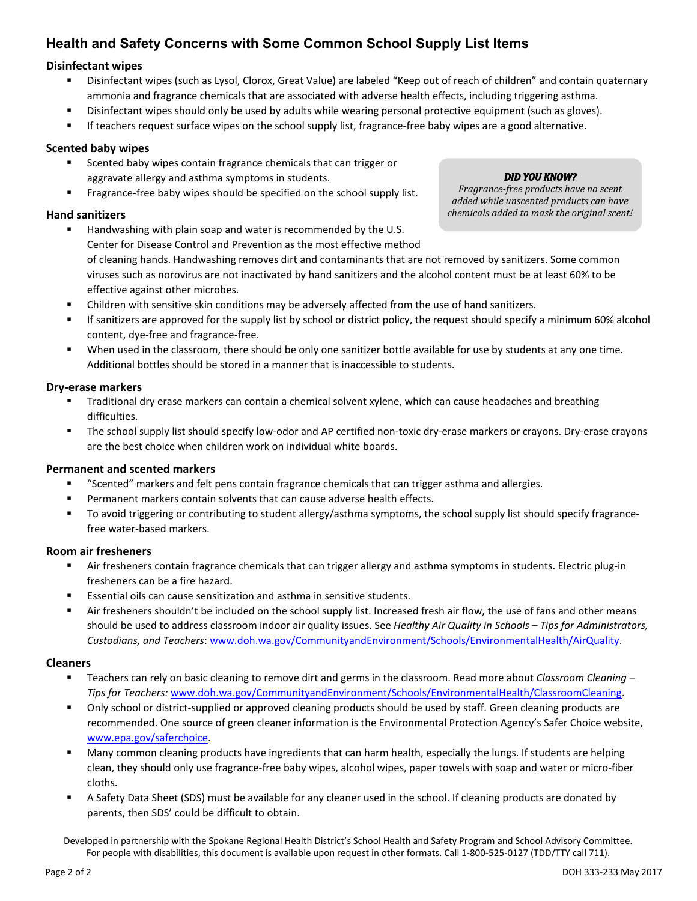# Health and Safety Concerns with Some Common School Supply List Items

### Disinfectant wipes

- Disinfectant wipes (such as Lysol, Clorox, Great Value) are labeled "Keep out of reach of children" and contain quaternary ammonia and fragrance chemicals that are associated with adverse health effects, including triggering asthma.
- Disinfectant wipes should only be used by adults while wearing personal protective equipment (such as gloves).
- If teachers request surface wipes on the school supply list, fragrance-free baby wipes are a good alternative.

### Scented baby wipes

- Scented baby wipes contain fragrance chemicals that can trigger or aggravate allergy and asthma symptoms in students.
- Fragrance-free baby wipes should be specified on the school supply list.

> ***DID YOU KNOW?***
> *Fragrance-free products have no scent added while unscented products can have chemicals added to mask the original scent!*

### Hand sanitizers

- Handwashing with plain soap and water is recommended by the U.S. Center for Disease Control and Prevention as the most effective method of cleaning hands. Handwashing removes dirt and contaminants that are not removed by sanitizers. Some common viruses such as norovirus are not inactivated by hand sanitizers and the alcohol content must be at least 60% to be effective against other microbes.
- Children with sensitive skin conditions may be adversely affected from the use of hand sanitizers.
- If sanitizers are approved for the supply list by school or district policy, the request should specify a minimum 60% alcohol content, dye-free and fragrance-free.
- When used in the classroom, there should be only one sanitizer bottle available for use by students at any one time. Additional bottles should be stored in a manner that is inaccessible to students.

### Dry-erase markers

- Traditional dry erase markers can contain a chemical solvent xylene, which can cause headaches and breathing difficulties.
- The school supply list should specify low-odor and AP certified non-toxic dry-erase markers or crayons. Dry-erase crayons are the best choice when children work on individual white boards.

### Permanent and scented markers

- "Scented" markers and felt pens contain fragrance chemicals that can trigger asthma and allergies.
- Permanent markers contain solvents that can cause adverse health effects.
- To avoid triggering or contributing to student allergy/asthma symptoms, the school supply list should specify fragrance-free water-based markers.

### Room air fresheners

- Air fresheners contain fragrance chemicals that can trigger allergy and asthma symptoms in students. Electric plug-in fresheners can be a fire hazard.
- Essential oils can cause sensitization and asthma in sensitive students.
- Air fresheners shouldn't be included on the school supply list. Increased fresh air flow, the use of fans and other means should be used to address classroom indoor air quality issues. See *Healthy Air Quality in Schools – Tips for Administrators, Custodians, and Teachers*: www.doh.wa.gov/CommunityandEnvironment/Schools/EnvironmentalHealth/AirQuality.

### Cleaners

- Teachers can rely on basic cleaning to remove dirt and germs in the classroom. Read more about *Classroom Cleaning – Tips for Teachers:* www.doh.wa.gov/CommunityandEnvironment/Schools/EnvironmentalHealth/ClassroomCleaning.
- Only school or district-supplied or approved cleaning products should be used by staff. Green cleaning products are recommended. One source of green cleaner information is the Environmental Protection Agency's Safer Choice website, www.epa.gov/saferchoice.
- Many common cleaning products have ingredients that can harm health, especially the lungs. If students are helping clean, they should only use fragrance-free baby wipes, alcohol wipes, paper towels with soap and water or micro-fiber cloths.
- A Safety Data Sheet (SDS) must be available for any cleaner used in the school. If cleaning products are donated by parents, then SDS' could be difficult to obtain.

Developed in partnership with the Spokane Regional Health District's School Health and Safety Program and School Advisory Committee.
For people with disabilities, this document is available upon request in other formats. Call 1-800-525-0127 (TDD/TTY call 711).

DOH 333-233 May 2017